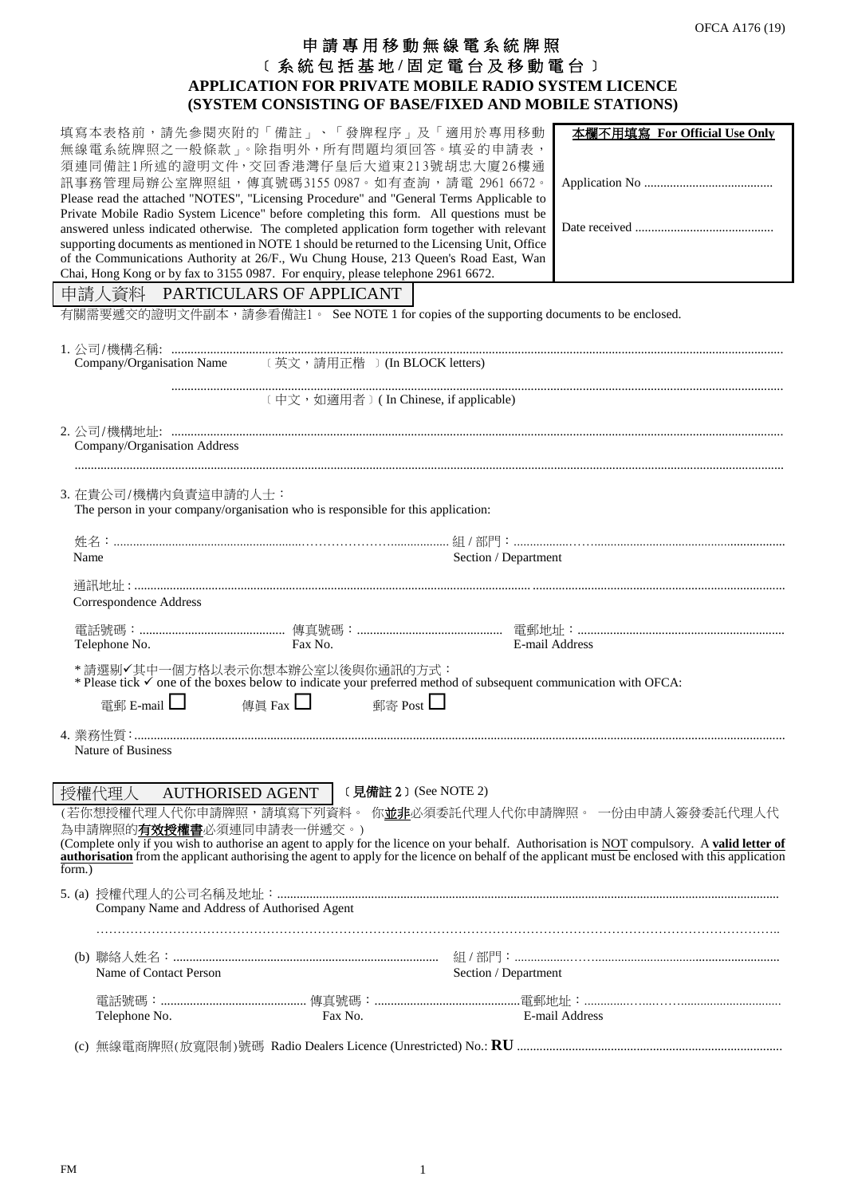OFCA A176 (19)

# 申請專用移動無線電系統牌照
# 〔系統包括基地/固定電台及移動電台〕
# APPLICATION FOR PRIVATE MOBILE RADIO SYSTEM LICENCE
# (SYSTEM CONSISTING OF BASE/FIXED AND MOBILE STATIONS)

填寫本表格前，請先參閱夾附的「備註」、「發牌程序」及「適用於專用移動無線電系統牌照之一般條款」。除指明外，所有問題均須回答。填妥的申請表，須連同備註1所述的證明文件，交回香港灣仔皇后大道東213號胡忠大廈26樓通訊事務管理局辦公室牌照組，傳真號碼3155 0987。如有查詢，請電 2961 6672。
Please read the attached "NOTES", "Licensing Procedure" and "General Terms Applicable to Private Mobile Radio System Licence" before completing this form. All questions must be answered unless indicated otherwise. The completed application form together with relevant supporting documents as mentioned in NOTE 1 should be returned to the Licensing Unit, Office of the Communications Authority at 26/F., Wu Chung House, 213 Queen's Road East, Wan Chai, Hong Kong or by fax to 3155 0987. For enquiry, please telephone 2961 6672.

| **本欄不用填寫 For Official Use Only** |
|---|
| Application No ........................................ |
| Date received ........................................... |

## 申請人資料 PARTICULARS OF APPLICANT

有關需要遞交的證明文件副本，請參看備註1。 See NOTE 1 for copies of the supporting documents to be enclosed.

1. 公司/機構名稱: ..........................................................................................................
   Company/Organisation Name 〔英文，請用正楷 〕(In BLOCK letters)

   ..........................................................................................................
   〔中文，如適用者〕( In Chinese, if applicable)

2. 公司/機構地址: ..........................................................................................................
   Company/Organisation Address

   ..........................................................................................................

3. 在貴公司/機構內負責這申請的人士：
   The person in your company/organisation who is responsible for this application:

   姓名：.............................................................. 組 / 部門：..............................................
   Name Section / Department

   通訊地址 : ..........................................................................................................
   Correspondence Address

   電話號碼：............................. 傳真號碼：............................. 電郵地址：.............................
   Telephone No. Fax No. E-mail Address

   \* 請選剔✓其中一個方格以表示你想本辦公室以後與你通訊的方式：
   \* Please tick ✓ one of the boxes below to indicate your preferred method of subsequent communication with OFCA:

   電郵 E-mail ☐ 傳真 Fax ☐ 郵寄 Post ☐

4. 業務性質:..........................................................................................................
   Nature of Business

## 授權代理人 AUTHORISED AGENT 〔見備註 2〕(See NOTE 2)

(若你想授權代理人代你申請牌照，請填寫下列資料。 你**並非**必須委託代理人代你申請牌照。 一份由申請人簽發委託代理人代為申請牌照的**有效授權書**必須連同申請表一併遞交。)
(Complete only if you wish to authorise an agent to apply for the licence on your behalf. Authorisation is NOT compulsory. A **valid letter of authorisation** from the applicant authorising the agent to apply for the licence on behalf of the applicant must be enclosed with this application form.)

5. (a) 授權代理人的公司名稱及地址：..........................................................................................................
   Company Name and Address of Authorised Agent

   ..........................................................................................................

   (b) 聯絡人姓名：.............................................................. 組 / 部門：..............................................
   Name of Contact Person Section / Department

   電話號碼：............................. 傳真號碼：............................. 電郵地址：.............................
   Telephone No. Fax No. E-mail Address

   (c) 無線電商牌照(放寬限制)號碼 Radio Dealers Licence (Unrestricted) No.: **RU** ..........................................................................................................

FM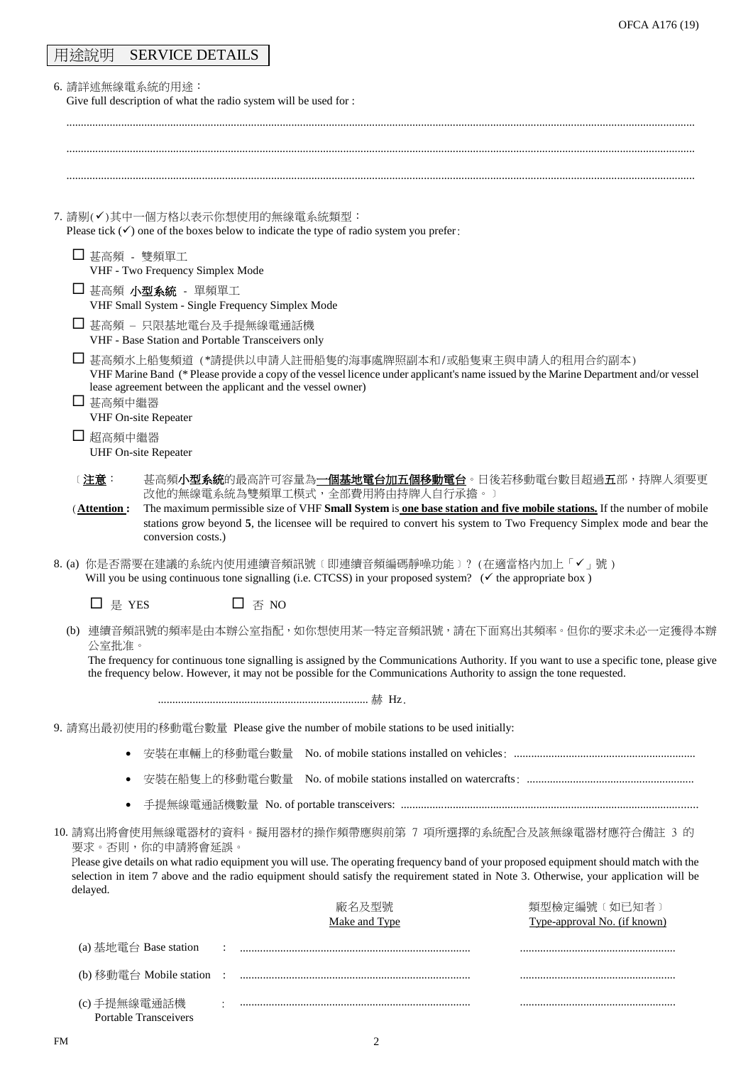## 用途說明 SERVICE DETAILS

6. 請詳述無線電系統的用途：
   Give full description of what the radio system will be used for :

   ..........................................................................................................................................................................................................

   ..........................................................................................................................................................................................................

   ..........................................................................................................................................................................................................

7. 請剔(✓)其中一個方格以表示你想使用的無線電系統類型：
   Please tick (✓) one of the boxes below to indicate the type of radio system you prefer :

   ☐ 甚高頻 - 雙頻單工
   VHF - Two Frequency Simplex Mode

   ☐ 甚高頻 **小型系統** - 單頻單工
   VHF Small System - Single Frequency Simplex Mode

   ☐ 甚高頻 – 只限基地電台及手提無線電通話機
   VHF - Base Station and Portable Transceivers only

   ☐ 甚高頻水上船隻頻道 (*請提供以申請人註冊船隻的海事處牌照副本和/或船隻東主與申請人的租用合約副本)
   VHF Marine Band (* Please provide a copy of the vessel licence under applicant's name issued by the Marine Department and/or vessel lease agreement between the applicant and the vessel owner)

   ☐ 甚高頻中繼器
   VHF On-site Repeater

   ☐ 超高頻中繼器
   UHF On-site Repeater

   〔**注意**： 甚高頻**小型系統**的最高許可容量為**一個基地電台加五個移動電台**。日後若移動電台數目超過**五**部，持牌人須要更改他的無線電系統為雙頻單工模式，全部費用將由持牌人自行承擔。〕

   (**Attention :** The maximum permissible size of VHF **Small System** is **one base station and five mobile stations.** If the number of mobile stations grow beyond **5**, the licensee will be required to convert his system to Two Frequency Simplex mode and bear the conversion costs.)

8. (a) 你是否需要在建議的系統內使用連續音頻訊號〔即連續音頻編碼靜噪功能〕？(在適當格內加上「✓」號)
   Will you be using continuous tone signalling (i.e. CTCSS) in your proposed system? (✓ the appropriate box )

   ☐ 是 YES ☐ 否 NO

   (b) 連續音頻訊號的頻率是由本辦公室指配，如你想使用某一特定音頻訊號，請在下面寫出其頻率。但你的要求未必一定獲得本辦公室批准。
   The frequency for continuous tone signalling is assigned by the Communications Authority. If you want to use a specific tone, please give the frequency below. However, it may not be possible for the Communications Authority to assign the tone requested.

   ......................................................................... 赫 Hz.

9. 請寫出最初使用的移動電台數量 Please give the number of mobile stations to be used initially:

   - 安裝在車輛上的移動電台數量 No. of mobile stations installed on vehicles: ..............................................................
   - 安裝在船隻上的移動電台數量 No. of mobile stations installed on watercrafts: ..........................................................
   - 手提無線電通話機數量 No. of portable transceivers: .....................................................................................................

10. 請寫出將會使用無線電器材的資料。擬用器材的操作頻帶應與前第 7 項所選擇的系統配合及該無線電器材應符合備註 3 的要求。否則，你的申請將會延誤。
    Please give details on what radio equipment you will use. The operating frequency band of your proposed equipment should match with the selection in item 7 above and the radio equipment should satisfy the requirement stated in Note 3. Otherwise, your application will be delayed.

| | 廠名及型號<br>Make and Type | 類型檢定編號〔如已知者〕<br>Type-approval No. (if known) |
|---|---|---|
| (a) 基地電台 Base station : | ............................................................................... | ..................................................... |
| (b) 移動電台 Mobile station : | ............................................................................... | ..................................................... |
| (c) 手提無線電通話機 Portable Transceivers : | ............................................................................... | ..................................................... |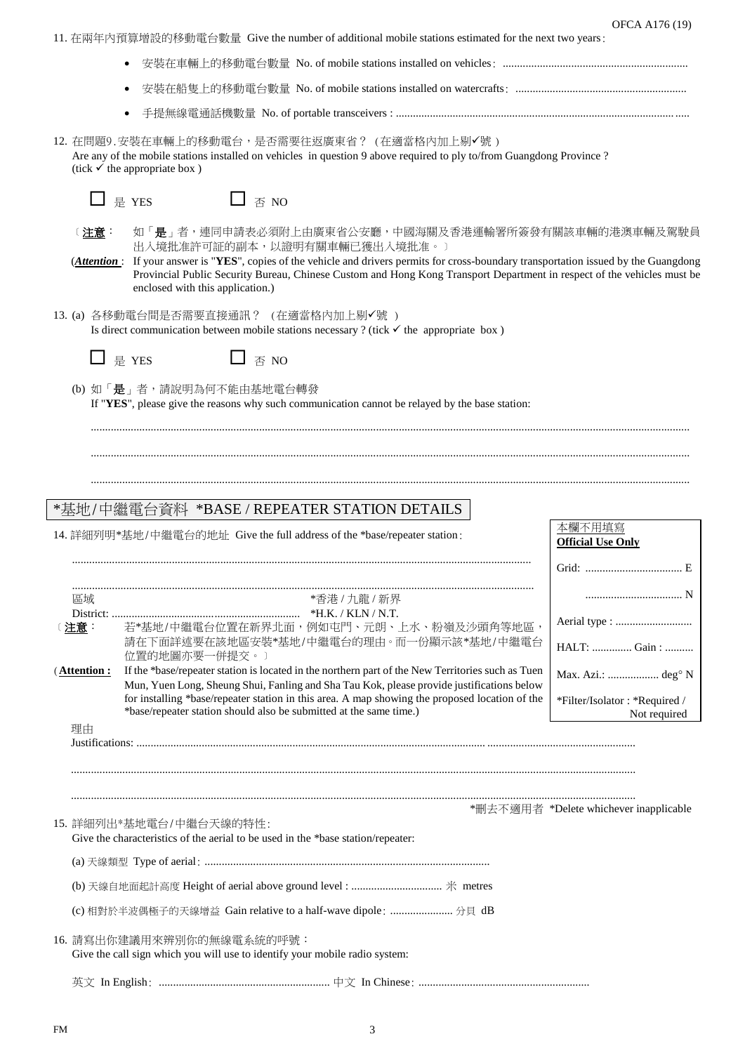11. 在兩年內預算增設的移動電台數量 Give the number of additional mobile stations estimated for the next two years：

- 安裝在車輛上的移動電台數量 No. of mobile stations installed on vehicles：................................................................
- 安裝在船隻上的移動電台數量 No. of mobile stations installed on watercrafts：...........................................................
- 手提無線電通話機數量 No. of portable transceivers : ........................................................................................................

12. 在問題9.安裝在車輛上的移動電台，是否需要往返廣東省？（在適當格內加上剔✓號）
Are any of the mobile stations installed on vehicles in question 9 above required to ply to/from Guangdong Province ? (tick ✓ the appropriate box )

☐ 是 YES ☐ 否 NO

〔**注意**： 如「**是**」者，連同申請表必須附上由廣東省公安廳，中國海關及香港運輸署所簽發有關該車輛的港澳車輛及駕駛員出入境批准許可証的副本，以證明有關車輛已獲出入境批准。〕

(***Attention***： If your answer is "**YES**", copies of the vehicle and drivers permits for cross-boundary transportation issued by the Guangdong Provincial Public Security Bureau, Chinese Custom and Hong Kong Transport Department in respect of the vehicles must be enclosed with this application.)

13. (a) 各移動電台間是否需要直接通訊？（在適當格內加上剔✓號）
Is direct communication between mobile stations necessary ? (tick ✓ the appropriate box )

☐ 是 YES ☐ 否 NO

(b) 如「**是**」者，請說明為何不能由基地電台轉發
If "**YES**", please give the reasons why such communication cannot be relayed by the base station:

..........................................................................................................................................................................................

..........................................................................................................................................................................................

..........................................................................................................................................................................................

## *基地/中繼電台資料 *BASE / REPEATER STATION DETAILS

14. 詳細列明*基地/中繼電台的地址 Give the full address of the *base/repeater station：

..........................................................................................................................................................

..........................................................................................................................................................

區域 District: .................................................................. *香港 / 九龍 / 新界 *H.K. / KLN / N.T.

〔**注意**： 若*基地/中繼電台位置在新界北面，例如屯門、元朗、上水、粉嶺及沙頭角等地區，請在下面詳述要在該地區安裝*基地/中繼電台的理由。而一份顯示該*基地/中繼電台位置的地圖亦要一併提交。〕

(**Attention :** If the *base/repeater station is located in the northern part of the New Territories such as Tuen Mun, Yuen Long, Sheung Shui, Fanling and Sha Tau Kok, please provide justifications below for installing *base/repeater station in this area. A map showing the proposed location of the *base/repeater station should also be submitted at the same time.)

| 本欄不用填寫 **Official Use Only** |
|---|
| Grid: .................................. E |
| .................................. N |
| Aerial type : ........................... |
| HALT: .............. Gain : .......... |
| Max. Azi.: .................. deg° N |
| *Filter/Isolator : *Required / Not required |

理由 Justifications: ..........................................................................................................................................................

..........................................................................................................................................................................................

..........................................................................................................................................................................................

*刪去不適用者 *Delete whichever inapplicable

15. 詳細列出*基地電台/中繼台天線的特性：
Give the characteristics of the aerial to be used in the *base station/repeater:

(a) 天線類型 Type of aerial：...................................................................................................

(b) 天線自地面起計高度 Height of aerial above ground level : ................................ 米 metres

(c) 相對於半波偶極子的天線增益 Gain relative to a half-wave dipole：...................... 分貝 dB

16. 請寫出你建議用來辨別你的無線電系統的呼號：
Give the call sign which you will use to identify your mobile radio system:

英文 In English：........................................................... 中文 In Chinese：...........................................................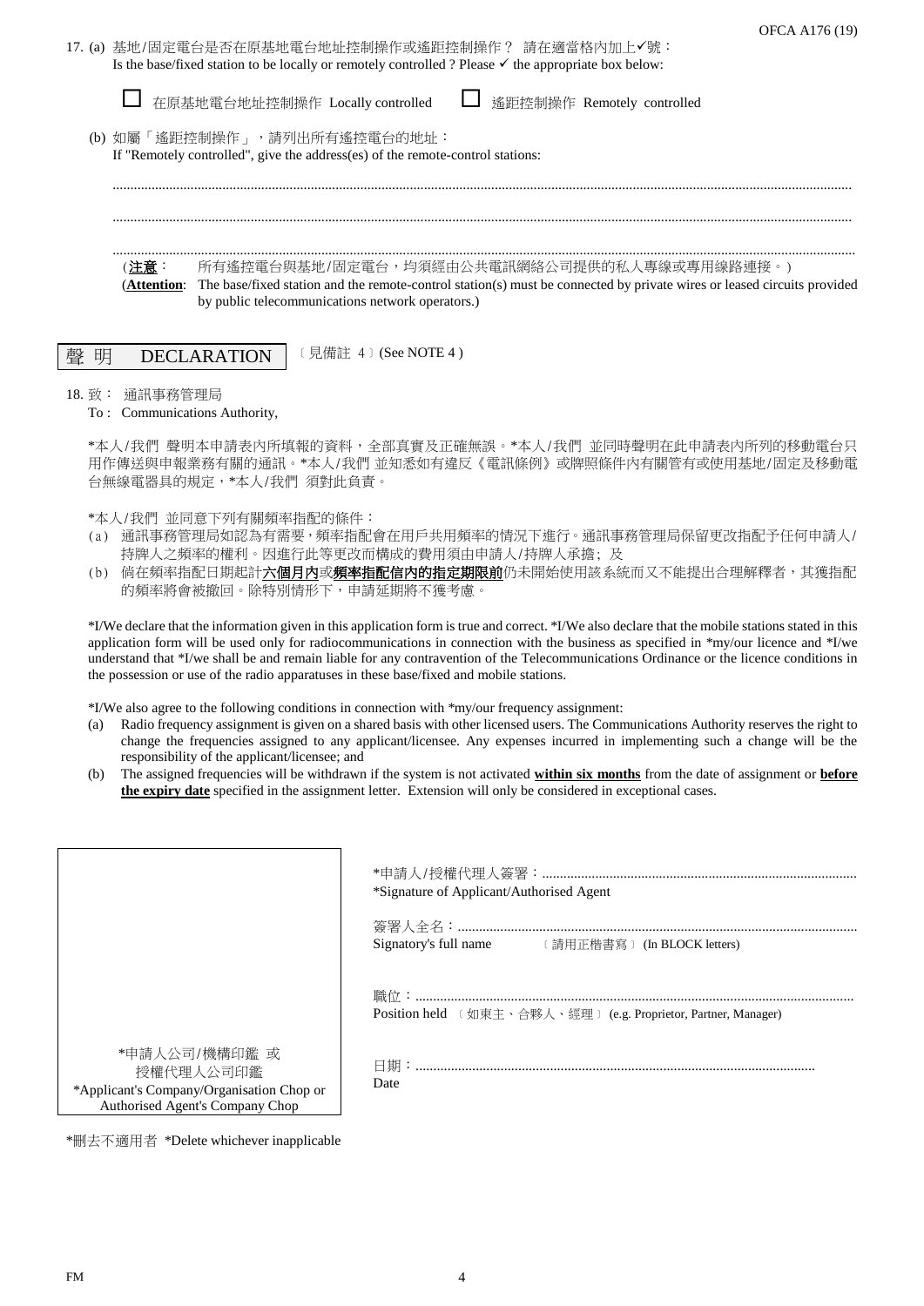17. (a) 基地/固定電台是否在原基地電台地址控制操作或遙距控制操作？ 請在適當格內加上✓號：
Is the base/fixed station to be locally or remotely controlled ? Please ✓ the appropriate box below:

☐ 在原基地電台地址控制操作 Locally controlled ☐ 遙距控制操作 Remotely controlled

(b) 如屬「遙距控制操作」，請列出所有遙控電台的地址：
If "Remotely controlled", give the address(es) of the remote-control stations:

.....................................................................................................................................................................

.....................................................................................................................................................................

.....................................................................................................................................................................

(**注意**： 所有遙控電台與基地/固定電台，均須經由公共電訊網絡公司提供的私人專線或專用線路連接。)
(**Attention**: The base/fixed station and the remote-control station(s) must be connected by private wires or leased circuits provided by public telecommunications network operators.)

## 聲 明 DECLARATION

〔見備註 4〕(See NOTE 4 )

18. 致： 通訊事務管理局
To : Communications Authority,

*本人/我們 聲明本申請表內所填報的資料，全部真實及正確無誤。*本人/我們 並同時聲明在此申請表內所列的移動電台只用作傳送與申報業務有關的通訊。*本人/我們 並知悉如有違反《電訊條例》或牌照條件內有關管有或使用基地/固定及移動電台無線電器具的規定，*本人/我們 須對此負責。

*本人/我們 並同意下列有關頻率指配的條件：
(a) 通訊事務管理局如認為有需要，頻率指配會在用戶共用頻率的情況下進行。通訊事務管理局保留更改指配予任何申請人/持牌人之頻率的權利。因進行此等更改而構成的費用須由申請人/持牌人承擔；及
(b) 倘在頻率指配日期起計**六個月內**或**頻率指配信內的指定期限前**仍未開始使用該系統而又不能提出合理解釋者，其獲指配的頻率將會被撤回。除特別情形下，申請延期將不獲考慮。

*I/We declare that the information given in this application form is true and correct. *I/We also declare that the mobile stations stated in this application form will be used only for radiocommunications in connection with the business as specified in *my/our licence and *I/we understand that *I/we shall be and remain liable for any contravention of the Telecommunications Ordinance or the licence conditions in the possession or use of the radio apparatuses in these base/fixed and mobile stations.

*I/We also agree to the following conditions in connection with *my/our frequency assignment:
(a) Radio frequency assignment is given on a shared basis with other licensed users. The Communications Authority reserves the right to change the frequencies assigned to any applicant/licensee. Any expenses incurred in implementing such a change will be the responsibility of the applicant/licensee; and
(b) The assigned frequencies will be withdrawn if the system is not activated **within six months** from the date of assignment or **before the expiry date** specified in the assignment letter. Extension will only be considered in exceptional cases.

*申請人/授權代理人簽署：.......................................................................................
*Signature of Applicant/Authorised Agent

簽署人全名：...............................................................................................................
Signatory's full name 〔請用正楷書寫〕(In BLOCK letters)

職位：..........................................................................................................................
Position held 〔如東主、合夥人、經理〕(e.g. Proprietor, Partner, Manager)

日期：...............................................................................................................
Date

*申請人公司/機構印鑑 或
授權代理人公司印鑑
*Applicant's Company/Organisation Chop or
Authorised Agent's Company Chop

*刪去不適用者 *Delete whichever inapplicable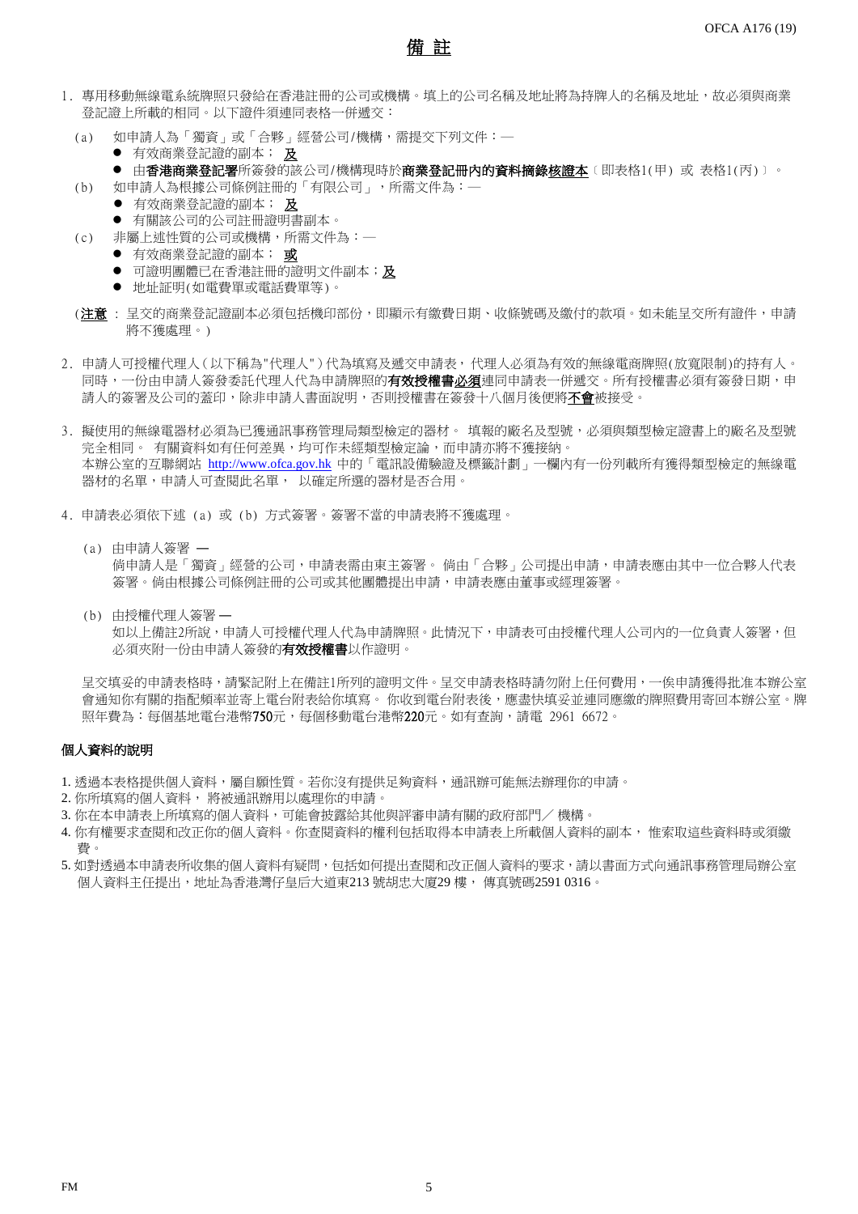# 備 註

1. 專用移動無線電系統牌照只發給在香港註冊的公司或機構。填上的公司名稱及地址將為持牌人的名稱及地址，故必須與商業登記證上所載的相同。以下證件須連同表格一併遞交：

   (a) 如申請人為「獨資」或「合夥」經營公司/機構，需提交下列文件：—
   - 有效商業登記證的副本； **及**
   - 由**香港商業登記署**所簽發的該公司/機構現時於**商業登記冊內的資料摘錄核證本**〔即表格1(甲) 或 表格1(丙)〕。

   (b) 如申請人為根據公司條例註冊的「有限公司」，所需文件為：—
   - 有效商業登記證的副本； **及**
   - 有關該公司的公司註冊證明書副本。

   (c) 非屬上述性質的公司或機構，所需文件為：—
   - 有效商業登記證的副本； **或**
   - 可證明團體已在香港註冊的證明文件副本；**及**
   - 地址証明(如電費單或電話費單等)。

   (**注意**：呈交的商業登記證副本必須包括機印部份，即顯示有繳費日期、收條號碼及繳付的款項。如未能呈交所有證件，申請將不獲處理。)

2. 申請人可授權代理人(以下稱為"代理人")代為填寫及遞交申請表，代理人必須為有效的無線電商牌照(放寬限制)的持有人。同時，一份由申請人簽發委託代理人代為申請牌照的**有效授權書必須**連同申請表一併遞交。所有授權書必須有簽發日期，申請人的簽署及公司的蓋印，除非申請人書面說明，否則授權書在簽發十八個月後便將**不會**被接受。

3. 擬使用的無線電器材必須為已獲通訊事務管理局類型檢定的器材。 填報的廠名及型號，必須與類型檢定證書上的廠名及型號完全相同。 有關資料如有任何差異，均可作未經類型檢定論，而申請亦將不獲接納。
   本辦公室的互聯網站 http://www.ofca.gov.hk 中的「電訊設備驗證及標籤計劃」一欄內有一份列載所有獲得類型檢定的無線電器材的名單，申請人可查閱此名單， 以確定所選的器材是否合用。

4. 申請表必須依下述 (a) 或 (b) 方式簽署。簽署不當的申請表將不獲處理。

   (a) 由申請人簽署 —
   倘申請人是「獨資」經營的公司，申請表需由東主簽署。 倘由「合夥」公司提出申請，申請表應由其中一位合夥人代表簽署。倘由根據公司條例註冊的公司或其他團體提出申請，申請表應由董事或經理簽署。

   (b) 由授權代理人簽署 —
   如以上備註2所說，申請人可授權代理人代為申請牌照。此情況下，申請表可由授權代理人公司內的一位負責人簽署，但必須夾附一份由申請人簽發的**有效授權書**以作證明。

   呈交填妥的申請表格時，請緊記附上在備註1所列的證明文件。呈交申請表格時請勿附上任何費用，一俟申請獲得批准本辦公室會通知你有關的指配頻率並寄上電台附表給你填寫。 你收到電台附表後，應盡快填妥並連同應繳的牌照費用寄回本辦公室。牌照年費為：每個基地電台港幣**750**元，每個移動電台港幣**220**元。如有查詢，請電 2961 6672。

**個人資料的說明**

1. 透過本表格提供個人資料，屬自願性質。若你沒有提供足夠資料，通訊辦可能無法辦理你的申請。
2. 你所填寫的個人資料， 將被通訊辦用以處理你的申請。
3. 你在本申請表上所填寫的個人資料，可能會披露給其他與評審申請有關的政府部門／ 機構。
4. 你有權要求查閱和改正你的個人資料。你查閱資料的權利包括取得本申請表上所載個人資料的副本， 惟索取這些資料時或須繳費。
5. 如對透過本申請表所收集的個人資料有疑問，包括如何提出查閱和改正個人資料的要求，請以書面方式向通訊事務管理局辦公室個人資料主任提出，地址為香港灣仔皇后大道東213 號胡忠大廈29 樓， 傳真號碼2591 0316。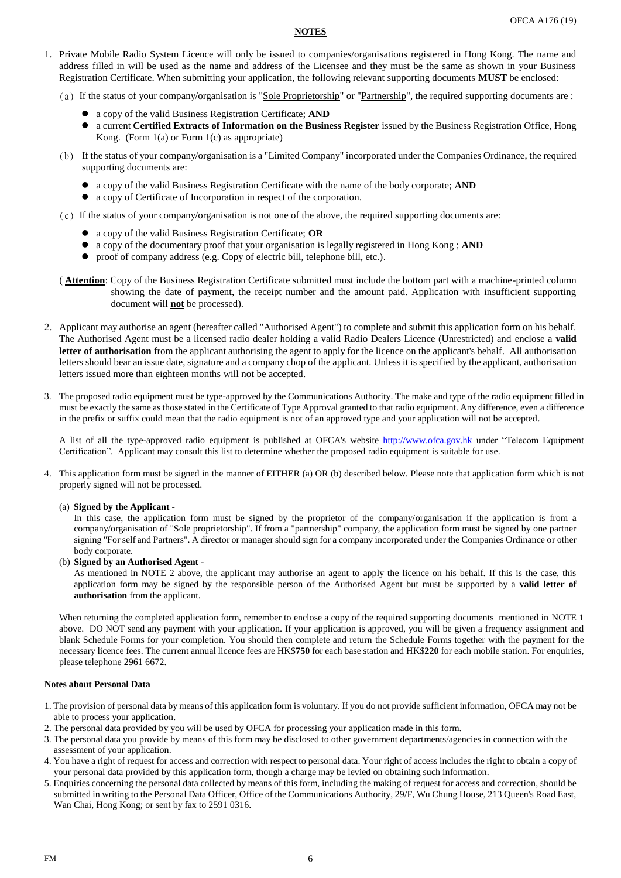## NOTES

1. Private Mobile Radio System Licence will only be issued to companies/organisations registered in Hong Kong. The name and address filled in will be used as the name and address of the Licensee and they must be the same as shown in your Business Registration Certificate. When submitting your application, the following relevant supporting documents **MUST** be enclosed:

   (a) If the status of your company/organisation is "Sole Proprietorship" or "Partnership", the required supporting documents are :

   - a copy of the valid Business Registration Certificate; **AND**
   - a current **Certified Extracts of Information on the Business Register** issued by the Business Registration Office, Hong Kong. (Form 1(a) or Form 1(c) as appropriate)

   (b) If the status of your company/organisation is a "Limited Company" incorporated under the Companies Ordinance, the required supporting documents are:

   - a copy of the valid Business Registration Certificate with the name of the body corporate; **AND**
   - a copy of Certificate of Incorporation in respect of the corporation.

   (c) If the status of your company/organisation is not one of the above, the required supporting documents are:

   - a copy of the valid Business Registration Certificate; **OR**
   - a copy of the documentary proof that your organisation is legally registered in Hong Kong ; **AND**
   - proof of company address (e.g. Copy of electric bill, telephone bill, etc.).

   ( **Attention**: Copy of the Business Registration Certificate submitted must include the bottom part with a machine-printed column showing the date of payment, the receipt number and the amount paid. Application with insufficient supporting document will **not** be processed).

2. Applicant may authorise an agent (hereafter called "Authorised Agent") to complete and submit this application form on his behalf. The Authorised Agent must be a licensed radio dealer holding a valid Radio Dealers Licence (Unrestricted) and enclose a **valid letter of authorisation** from the applicant authorising the agent to apply for the licence on the applicant's behalf. All authorisation letters should bear an issue date, signature and a company chop of the applicant. Unless it is specified by the applicant, authorisation letters issued more than eighteen months will not be accepted.

3. The proposed radio equipment must be type-approved by the Communications Authority. The make and type of the radio equipment filled in must be exactly the same as those stated in the Certificate of Type Approval granted to that radio equipment. Any difference, even a difference in the prefix or suffix could mean that the radio equipment is not of an approved type and your application will not be accepted.

   A list of all the type-approved radio equipment is published at OFCA's website http://www.ofca.gov.hk under "Telecom Equipment Certification". Applicant may consult this list to determine whether the proposed radio equipment is suitable for use.

4. This application form must be signed in the manner of EITHER (a) OR (b) described below. Please note that application form which is not properly signed will not be processed.

   (a) **Signed by the Applicant** -
   In this case, the application form must be signed by the proprietor of the company/organisation if the application is from a company/organisation of "Sole proprietorship". If from a "partnership" company, the application form must be signed by one partner signing "For self and Partners". A director or manager should sign for a company incorporated under the Companies Ordinance or other body corporate.

   (b) **Signed by an Authorised Agent** -
   As mentioned in NOTE 2 above, the applicant may authorise an agent to apply the licence on his behalf. If this is the case, this application form may be signed by the responsible person of the Authorised Agent but must be supported by a **valid letter of authorisation** from the applicant.

   When returning the completed application form, remember to enclose a copy of the required supporting documents mentioned in NOTE 1 above. DO NOT send any payment with your application. If your application is approved, you will be given a frequency assignment and blank Schedule Forms for your completion. You should then complete and return the Schedule Forms together with the payment for the necessary licence fees. The current annual licence fees are HK$**750** for each base station and HK$**220** for each mobile station. For enquiries, please telephone 2961 6672.

### Notes about Personal Data

1. The provision of personal data by means of this application form is voluntary. If you do not provide sufficient information, OFCA may not be able to process your application.
2. The personal data provided by you will be used by OFCA for processing your application made in this form.
3. The personal data you provide by means of this form may be disclosed to other government departments/agencies in connection with the assessment of your application.
4. You have a right of request for access and correction with respect to personal data. Your right of access includes the right to obtain a copy of your personal data provided by this application form, though a charge may be levied on obtaining such information.
5. Enquiries concerning the personal data collected by means of this form, including the making of request for access and correction, should be submitted in writing to the Personal Data Officer, Office of the Communications Authority, 29/F, Wu Chung House, 213 Queen's Road East, Wan Chai, Hong Kong; or sent by fax to 2591 0316.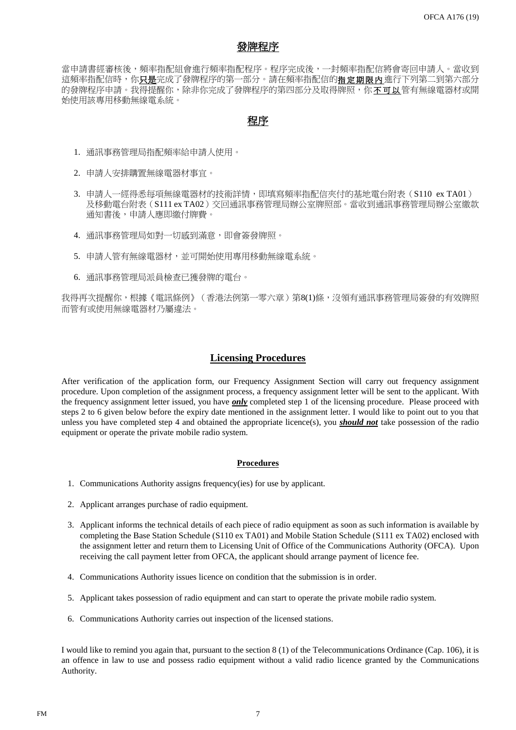## 發牌程序

當申請書經審核後，頻率指配組會進行頻率指配程序。程序完成後，一封頻率指配信將會寄回申請人。當收到這頻率指配信時，你**只是**完成了發牌程序的第一部分。請在頻率指配信的**指定期限內**進行下列第二到第六部分的發牌程序申請。我得提醒你，除非你完成了發牌程序的第四部分及取得牌照，你**不可以**管有無線電器材或開始使用該專用移動無線電系統。

## 程序

1. 通訊事務管理局指配頻率給申請人使用。

2. 申請人安排購置無線電器材事宜。

3. 申請人一經得悉每項無線電器材的技術詳情，即填寫頻率指配信夾付的基地電台附表（S110 ex TA01）及移動電台附表（S111 ex TA02）交回通訊事務管理局辦公室牌照部。當收到通訊事務管理局辦公室繳款通知書後，申請人應即繳付牌費。

4. 通訊事務管理局如對一切感到滿意，即會簽發牌照。

5. 申請人管有無線電器材，並可開始使用專用移動無線電系統。

6. 通訊事務管理局派員檢查已獲發牌的電台。

我得再次提醒你，根據《電訊條例》（香港法例第一零六章）第8(1)條，沒領有通訊事務管理局簽發的有效牌照而管有或使用無線電器材乃屬違法。

## Licensing Procedures

After verification of the application form, our Frequency Assignment Section will carry out frequency assignment procedure. Upon completion of the assignment process, a frequency assignment letter will be sent to the applicant. With the frequency assignment letter issued, you have ***only*** completed step 1 of the licensing procedure. Please proceed with steps 2 to 6 given below before the expiry date mentioned in the assignment letter. I would like to point out to you that unless you have completed step 4 and obtained the appropriate licence(s), you ***should not*** take possession of the radio equipment or operate the private mobile radio system.

### Procedures

1. Communications Authority assigns frequency(ies) for use by applicant.

2. Applicant arranges purchase of radio equipment.

3. Applicant informs the technical details of each piece of radio equipment as soon as such information is available by completing the Base Station Schedule (S110 ex TA01) and Mobile Station Schedule (S111 ex TA02) enclosed with the assignment letter and return them to Licensing Unit of Office of the Communications Authority (OFCA). Upon receiving the call payment letter from OFCA, the applicant should arrange payment of licence fee.

4. Communications Authority issues licence on condition that the submission is in order.

5. Applicant takes possession of radio equipment and can start to operate the private mobile radio system.

6. Communications Authority carries out inspection of the licensed stations.

I would like to remind you again that, pursuant to the section 8 (1) of the Telecommunications Ordinance (Cap. 106), it is an offence in law to use and possess radio equipment without a valid radio licence granted by the Communications Authority.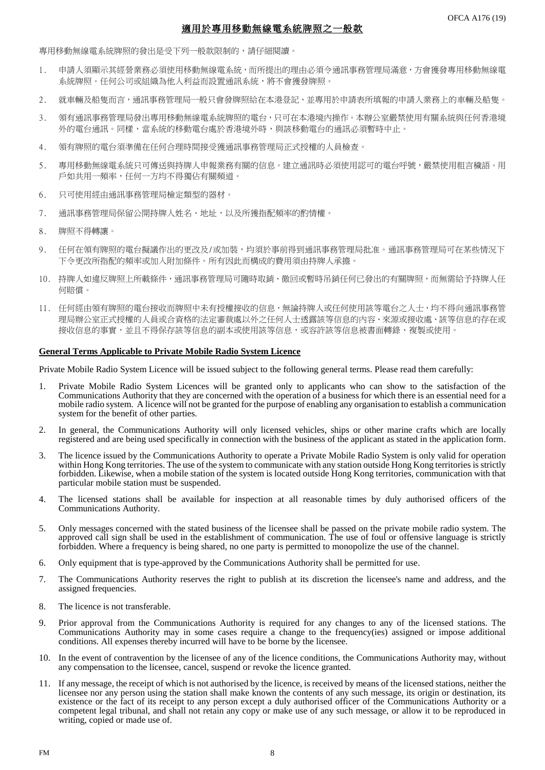## 適用於專用移動無線電系統牌照之一般款

專用移動無線電系統牌照的發出是受下列一般款限制的，請仔細閱讀。

1. 申請人須顯示其經營業務必須使用移動無線電系統，而所提出的理由必須令通訊事務管理局滿意，方會獲發專用移動無線電系統牌照。任何公司或組織為他人利益而設置通訊系統，將不會獲發牌照。
2. 就車輛及船隻而言，通訊事務管理局一般只會發牌照給在本港登記、並專用於申請表所填報的申請人業務上的車輛及船隻。
3. 領有通訊事務管理局發出專用移動無線電系統牌照的電台，只可在本港境內操作。本辦公室嚴禁使用有關系統與任何香港境外的電台通訊。同樣，當系統的移動電台處於香港境外時，與該移動電台的通訊必須暫時中止。
4. 領有牌照的電台須準備在任何合理時間接受獲通訊事務管理局正式授權的人員檢查。
5. 專用移動無線電系統只可傳送與持牌人申報業務有關的信息。建立通訊時必須使用認可的電台呼號，嚴禁使用粗言穢語。用戶如共用一頻率，任何一方均不得獨佔有關頻道。
6. 只可使用經由通訊事務管理局檢定類型的器材。
7. 通訊事務管理局保留公開持牌人姓名、地址，以及所獲指配頻率的酌情權。
8. 牌照不得轉讓。
9. 任何在領有牌照的電台擬議作出的更改及/或加裝，均須於事前得到通訊事務管理局批准。通訊事務管理局可在某些情況下下令更改所指配的頻率或加入附加條件。所有因此而構成的費用須由持牌人承擔。
10. 持牌人如違反牌照上所載條件，通訊事務管理局可隨時取銷、徵回或暫時吊銷任何已發出的有關牌照，而無需給予持牌人任何賠償。
11. 任何經由領有牌照的電台接收而牌照中未有授權接收的信息，無論持牌人或任何使用該等電台之人士，均不得向通訊事務管理局辦公室正式授權的人員或合資格的法定審裁處以外之任何人士透露該等信息的內容、來源或接收處、該等信息的存在或接收信息的事實，並且不得保存該等信息的副本或使用該等信息，或容許該等信息被書面轉錄、複製或使用。

## General Terms Applicable to Private Mobile Radio System Licence

Private Mobile Radio System Licence will be issued subject to the following general terms. Please read them carefully:

1. Private Mobile Radio System Licences will be granted only to applicants who can show to the satisfaction of the Communications Authority that they are concerned with the operation of a business for which there is an essential need for a mobile radio system. A licence will not be granted for the purpose of enabling any organisation to establish a communication system for the benefit of other parties.
2. In general, the Communications Authority will only licensed vehicles, ships or other marine crafts which are locally registered and are being used specifically in connection with the business of the applicant as stated in the application form.
3. The licence issued by the Communications Authority to operate a Private Mobile Radio System is only valid for operation within Hong Kong territories. The use of the system to communicate with any station outside Hong Kong territories is strictly forbidden. Likewise, when a mobile station of the system is located outside Hong Kong territories, communication with that particular mobile station must be suspended.
4. The licensed stations shall be available for inspection at all reasonable times by duly authorised officers of the Communications Authority.
5. Only messages concerned with the stated business of the licensee shall be passed on the private mobile radio system. The approved call sign shall be used in the establishment of communication. The use of foul or offensive language is strictly forbidden. Where a frequency is being shared, no one party is permitted to monopolize the use of the channel.
6. Only equipment that is type-approved by the Communications Authority shall be permitted for use.
7. The Communications Authority reserves the right to publish at its discretion the licensee's name and address, and the assigned frequencies.
8. The licence is not transferable.
9. Prior approval from the Communications Authority is required for any changes to any of the licensed stations. The Communications Authority may in some cases require a change to the frequency(ies) assigned or impose additional conditions. All expenses thereby incurred will have to be borne by the licensee.
10. In the event of contravention by the licensee of any of the licence conditions, the Communications Authority may, without any compensation to the licensee, cancel, suspend or revoke the licence granted.
11. If any message, the receipt of which is not authorised by the licence, is received by means of the licensed stations, neither the licensee nor any person using the station shall make known the contents of any such message, its origin or destination, its existence or the fact of its receipt to any person except a duly authorised officer of the Communications Authority or a competent legal tribunal, and shall not retain any copy or make use of any such message, or allow it to be reproduced in writing, copied or made use of.